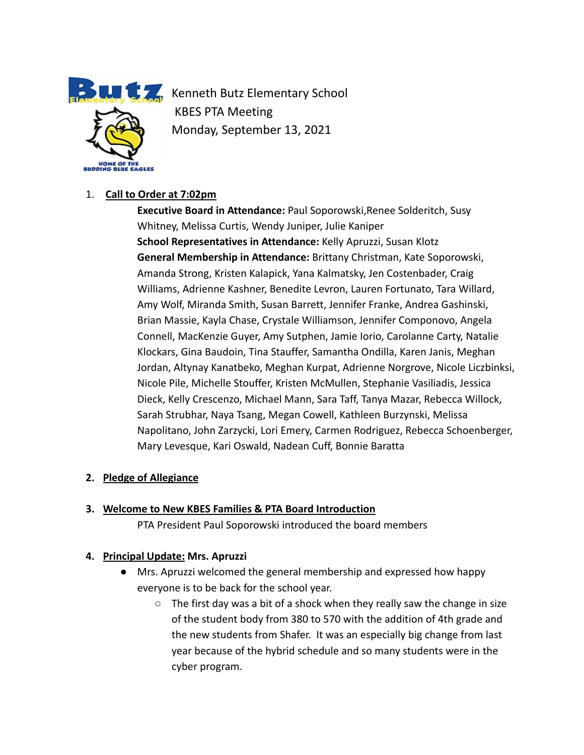# Kenneth Butz Elementary School
## KBES PTA Meeting
## Monday, September 13, 2021

1. **Call to Order at 7:02pm**

    **Executive Board in Attendance:** Paul Soporowski,Renee Solderitch, Susy Whitney, Melissa Curtis, Wendy Juniper, Julie Kaniper

    **School Representatives in Attendance:** Kelly Apruzzi, Susan Klotz

    **General Membership in Attendance:** Brittany Christman, Kate Soporowski, Amanda Strong, Kristen Kalapick, Yana Kalmatsky, Jen Costenbader, Craig Williams, Adrienne Kashner, Benedite Levron, Lauren Fortunato, Tara Willard, Amy Wolf, Miranda Smith, Susan Barrett, Jennifer Franke, Andrea Gashinski, Brian Massie, Kayla Chase, Crystale Williamson, Jennifer Componovo, Angela Connell, MacKenzie Guyer, Amy Sutphen, Jamie Iorio, Carolanne Carty, Natalie Klockars, Gina Baudoin, Tina Stauffer, Samantha Ondilla, Karen Janis, Meghan Jordan, Altynay Kanatbeko, Meghan Kurpat, Adrienne Norgrove, Nicole Liczbinksi, Nicole Pile, Michelle Stouffer, Kristen McMullen, Stephanie Vasiliadis, Jessica Dieck, Kelly Crescenzo, Michael Mann, Sara Taff, Tanya Mazar, Rebecca Willock, Sarah Strubhar, Naya Tsang, Megan Cowell, Kathleen Burzynski, Melissa Napolitano, John Zarzycki, Lori Emery, Carmen Rodriguez, Rebecca Schoenberger, Mary Levesque, Kari Oswald, Nadean Cuff, Bonnie Baratta

2. **Pledge of Allegiance**

3. **Welcome to New KBES Families & PTA Board Introduction**

    PTA President Paul Soporowski introduced the board members

4. **Principal Update: Mrs. Apruzzi**
    - Mrs. Apruzzi welcomed the general membership and expressed how happy everyone is to be back for the school year.
        - The first day was a bit of a shock when they really saw the change in size of the student body from 380 to 570 with the addition of 4th grade and the new students from Shafer. It was an especially big change from last year because of the hybrid schedule and so many students were in the cyber program.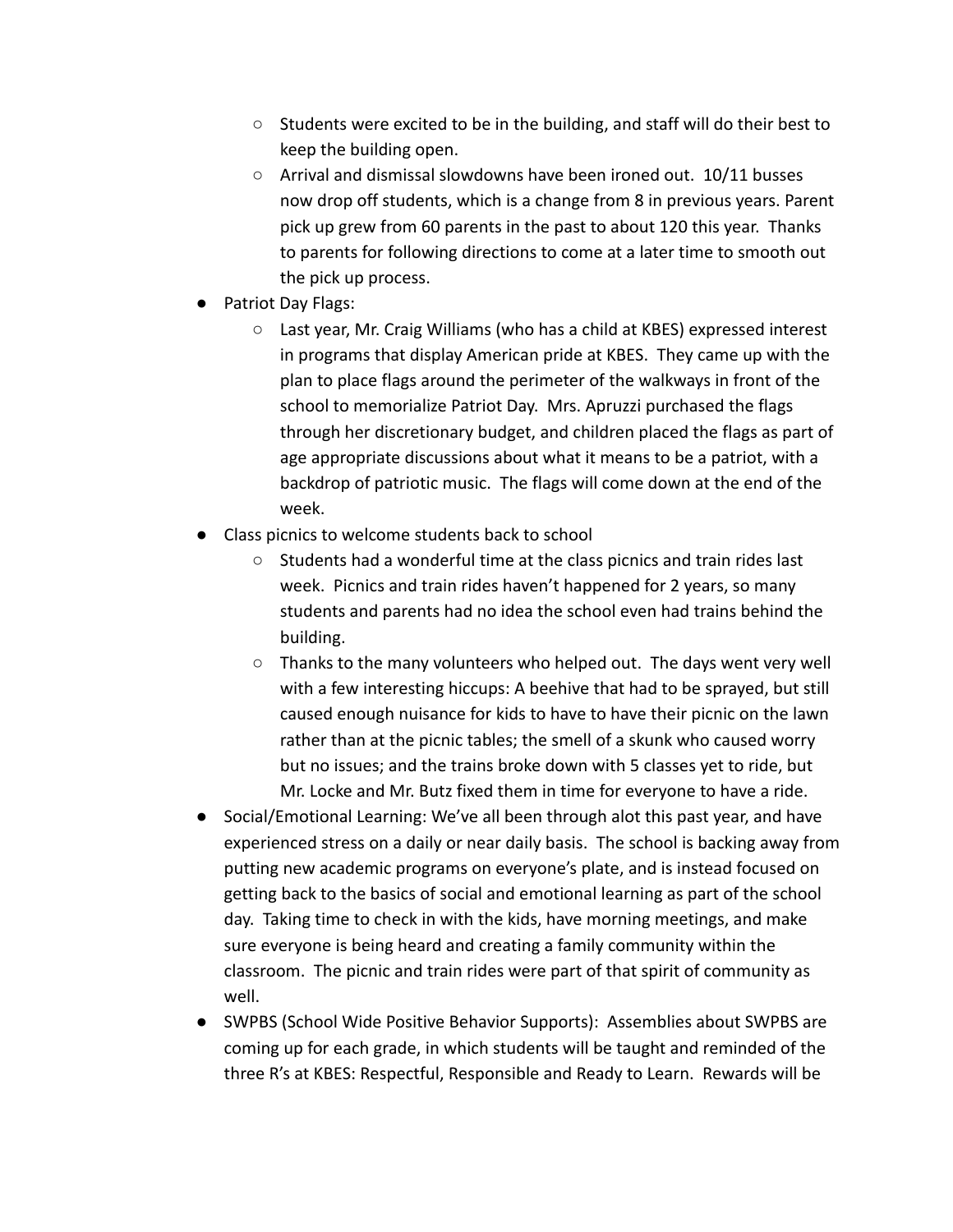- Students were excited to be in the building, and staff will do their best to keep the building open.
  - Arrival and dismissal slowdowns have been ironed out. 10/11 busses now drop off students, which is a change from 8 in previous years. Parent pick up grew from 60 parents in the past to about 120 this year. Thanks to parents for following directions to come at a later time to smooth out the pick up process.
- Patriot Day Flags:
  - Last year, Mr. Craig Williams (who has a child at KBES) expressed interest in programs that display American pride at KBES. They came up with the plan to place flags around the perimeter of the walkways in front of the school to memorialize Patriot Day. Mrs. Apruzzi purchased the flags through her discretionary budget, and children placed the flags as part of age appropriate discussions about what it means to be a patriot, with a backdrop of patriotic music. The flags will come down at the end of the week.
- Class picnics to welcome students back to school
  - Students had a wonderful time at the class picnics and train rides last week. Picnics and train rides haven't happened for 2 years, so many students and parents had no idea the school even had trains behind the building.
  - Thanks to the many volunteers who helped out. The days went very well with a few interesting hiccups: A beehive that had to be sprayed, but still caused enough nuisance for kids to have to have their picnic on the lawn rather than at the picnic tables; the smell of a skunk who caused worry but no issues; and the trains broke down with 5 classes yet to ride, but Mr. Locke and Mr. Butz fixed them in time for everyone to have a ride.
- Social/Emotional Learning: We've all been through alot this past year, and have experienced stress on a daily or near daily basis. The school is backing away from putting new academic programs on everyone's plate, and is instead focused on getting back to the basics of social and emotional learning as part of the school day. Taking time to check in with the kids, have morning meetings, and make sure everyone is being heard and creating a family community within the classroom. The picnic and train rides were part of that spirit of community as well.
- SWPBS (School Wide Positive Behavior Supports): Assemblies about SWPBS are coming up for each grade, in which students will be taught and reminded of the three R's at KBES: Respectful, Responsible and Ready to Learn. Rewards will be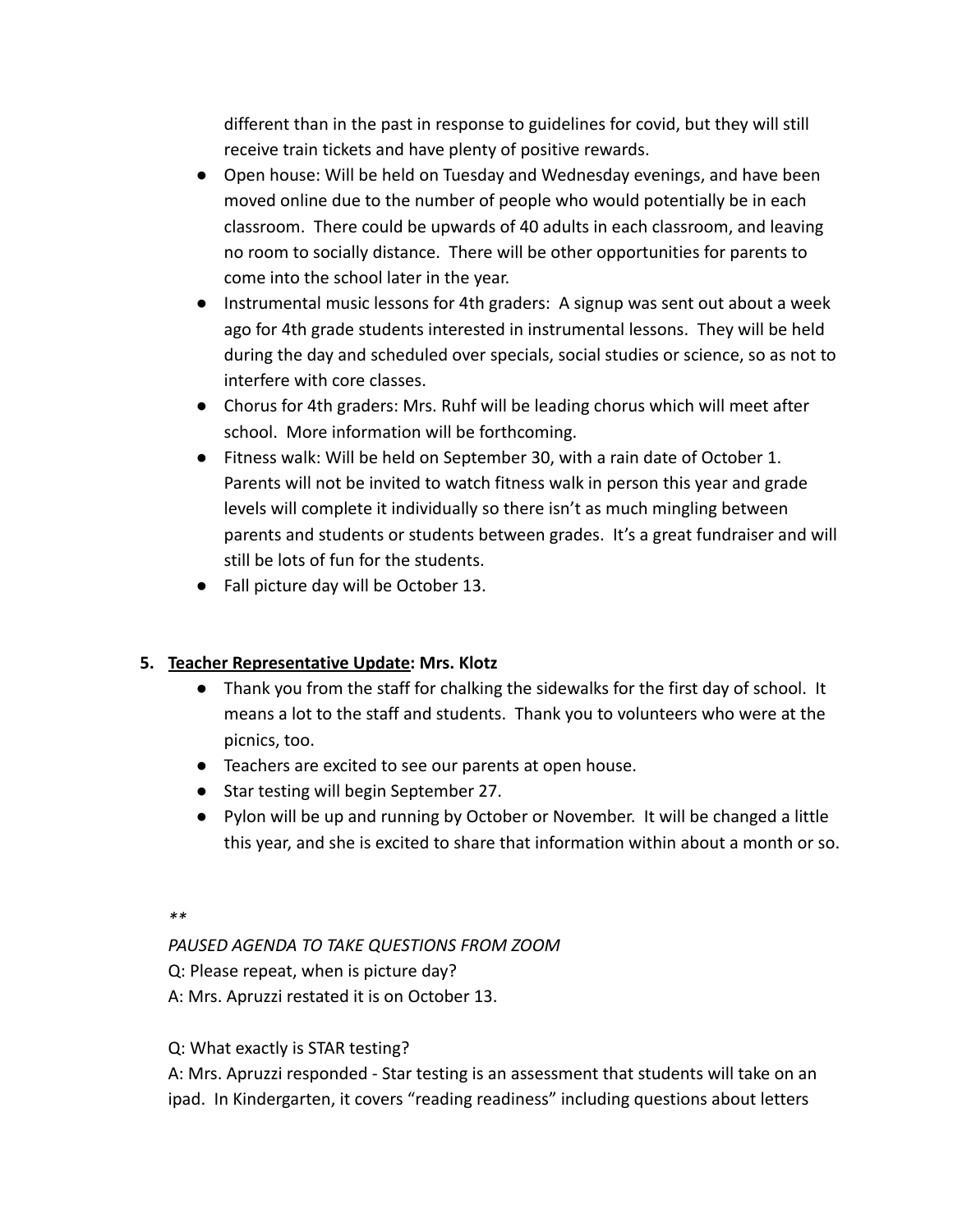different than in the past in response to guidelines for covid, but they will still receive train tickets and have plenty of positive rewards.

- Open house: Will be held on Tuesday and Wednesday evenings, and have been moved online due to the number of people who would potentially be in each classroom. There could be upwards of 40 adults in each classroom, and leaving no room to socially distance. There will be other opportunities for parents to come into the school later in the year.
- Instrumental music lessons for 4th graders: A signup was sent out about a week ago for 4th grade students interested in instrumental lessons. They will be held during the day and scheduled over specials, social studies or science, so as not to interfere with core classes.
- Chorus for 4th graders: Mrs. Ruhf will be leading chorus which will meet after school. More information will be forthcoming.
- Fitness walk: Will be held on September 30, with a rain date of October 1. Parents will not be invited to watch fitness walk in person this year and grade levels will complete it individually so there isn't as much mingling between parents and students or students between grades. It's a great fundraiser and will still be lots of fun for the students.
- Fall picture day will be October 13.

5. **<u>Teacher Representative Update</u>: Mrs. Klotz**
   - Thank you from the staff for chalking the sidewalks for the first day of school. It means a lot to the staff and students. Thank you to volunteers who were at the picnics, too.
   - Teachers are excited to see our parents at open house.
   - Star testing will begin September 27.
   - Pylon will be up and running by October or November. It will be changed a little this year, and she is excited to share that information within about a month or so.

*\*\**

*PAUSED AGENDA TO TAKE QUESTIONS FROM ZOOM*

Q: Please repeat, when is picture day?

A: Mrs. Apruzzi restated it is on October 13.

Q: What exactly is STAR testing?

A: Mrs. Apruzzi responded - Star testing is an assessment that students will take on an ipad. In Kindergarten, it covers "reading readiness" including questions about letters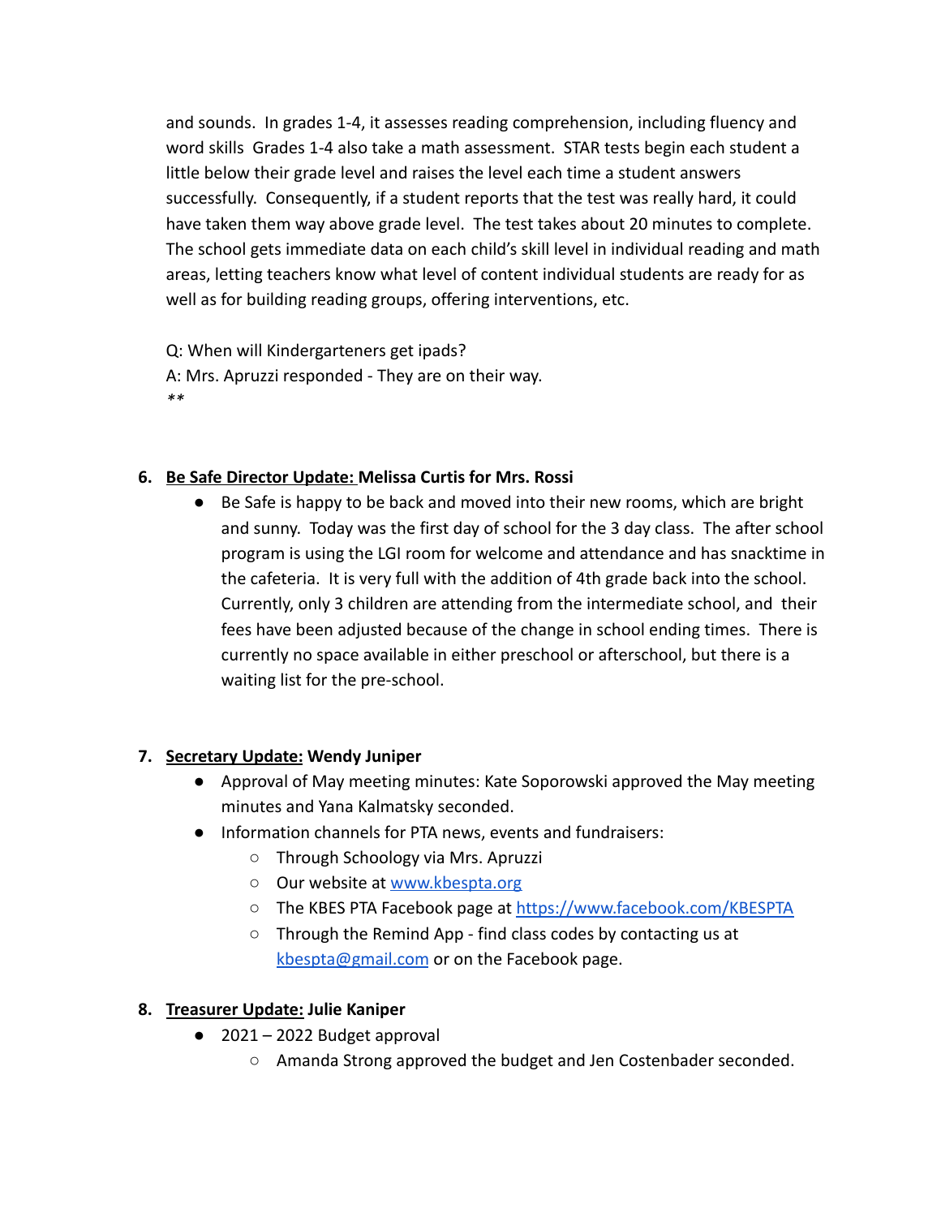and sounds.  In grades 1-4, it assesses reading comprehension, including fluency and word skills  Grades 1-4 also take a math assessment.  STAR tests begin each student a little below their grade level and raises the level each time a student answers successfully.  Consequently, if a student reports that the test was really hard, it could have taken them way above grade level.  The test takes about 20 minutes to complete.  The school gets immediate data on each child's skill level in individual reading and math areas, letting teachers know what level of content individual students are ready for as well as for building reading groups, offering interventions, etc.

Q: When will Kindergarteners get ipads?
A: Mrs. Apruzzi responded - They are on their way.
**

6. **Be Safe Director Update: Melissa Curtis for Mrs. Rossi**
   - Be Safe is happy to be back and moved into their new rooms, which are bright and sunny.  Today was the first day of school for the 3 day class.  The after school program is using the LGI room for welcome and attendance and has snacktime in the cafeteria.  It is very full with the addition of 4th grade back into the school.  Currently, only 3 children are attending from the intermediate school, and  their fees have been adjusted because of the change in school ending times.  There is currently no space available in either preschool or afterschool, but there is a waiting list for the pre-school.

7. **Secretary Update: Wendy Juniper**
   - Approval of May meeting minutes: Kate Soporowski approved the May meeting minutes and Yana Kalmatsky seconded.
   - Information channels for PTA news, events and fundraisers:
     - Through Schoology via Mrs. Apruzzi
     - Our website at [www.kbespta.org](www.kbespta.org)
     - The KBES PTA Facebook page at [https://www.facebook.com/KBESPTA](https://www.facebook.com/KBESPTA)
     - Through the Remind App - find class codes by contacting us at [kbespta@gmail.com](mailto:kbespta@gmail.com) or on the Facebook page.

8. **Treasurer Update: Julie Kaniper**
   - 2021 – 2022 Budget approval
     - Amanda Strong approved the budget and Jen Costenbader seconded.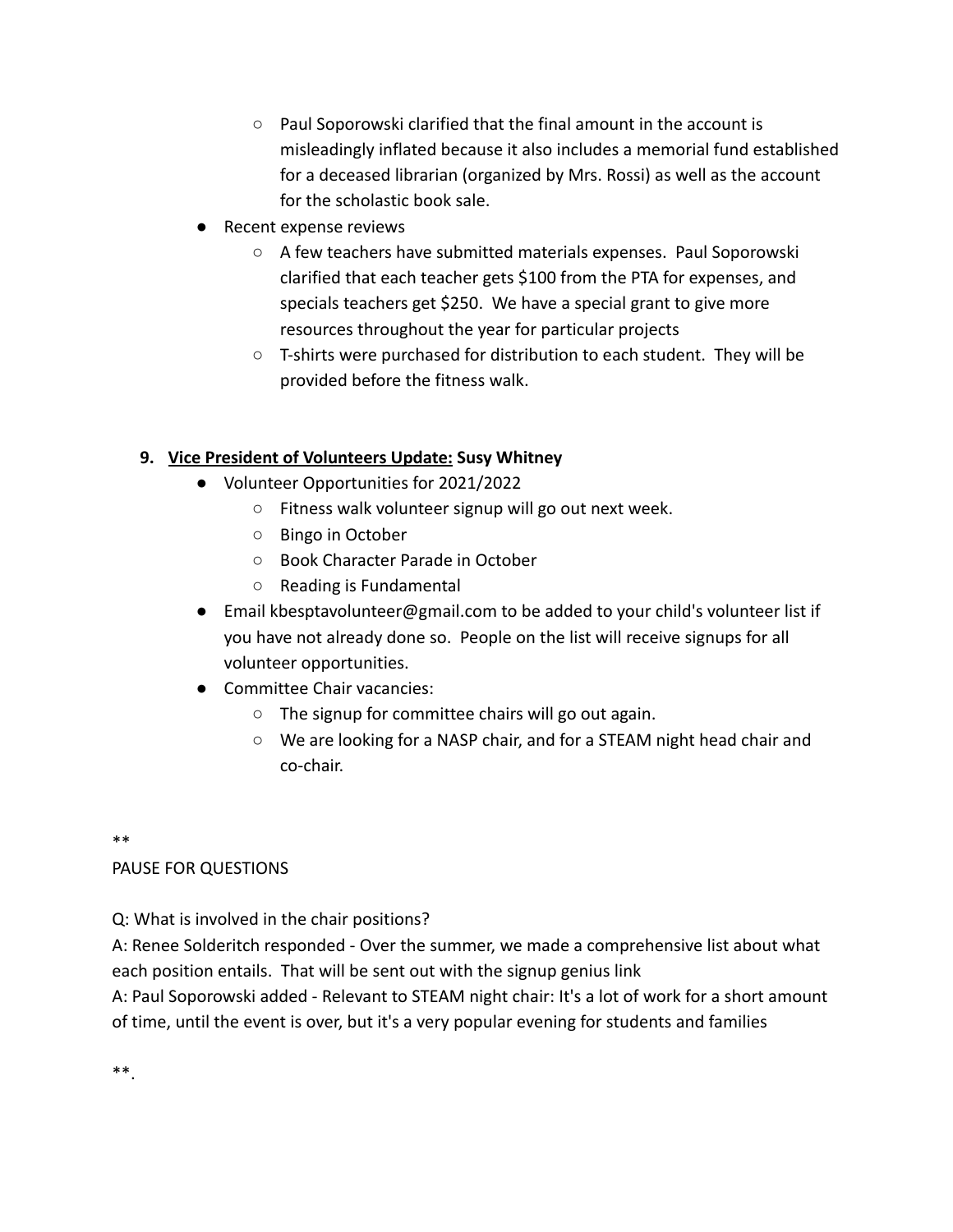- Paul Soporowski clarified that the final amount in the account is misleadingly inflated because it also includes a memorial fund established for a deceased librarian (organized by Mrs. Rossi) as well as the account for the scholastic book sale.
- Recent expense reviews
    - A few teachers have submitted materials expenses. Paul Soporowski clarified that each teacher gets $100 from the PTA for expenses, and specials teachers get $250. We have a special grant to give more resources throughout the year for particular projects
    - T-shirts were purchased for distribution to each student. They will be provided before the fitness walk.

9. **<u>Vice President of Volunteers Update:</u> Susy Whitney**
    - Volunteer Opportunities for 2021/2022
        - Fitness walk volunteer signup will go out next week.
        - Bingo in October
        - Book Character Parade in October
        - Reading is Fundamental
    - Email kbesptavolunteer@gmail.com to be added to your child's volunteer list if you have not already done so. People on the list will receive signups for all volunteer opportunities.
    - Committee Chair vacancies:
        - The signup for committee chairs will go out again.
        - We are looking for a NASP chair, and for a STEAM night head chair and co-chair.

**

PAUSE FOR QUESTIONS

Q: What is involved in the chair positions?

A: Renee Solderitch responded - Over the summer, we made a comprehensive list about what each position entails. That will be sent out with the signup genius link

A: Paul Soporowski added - Relevant to STEAM night chair: It's a lot of work for a short amount of time, until the event is over, but it's a very popular evening for students and families

**.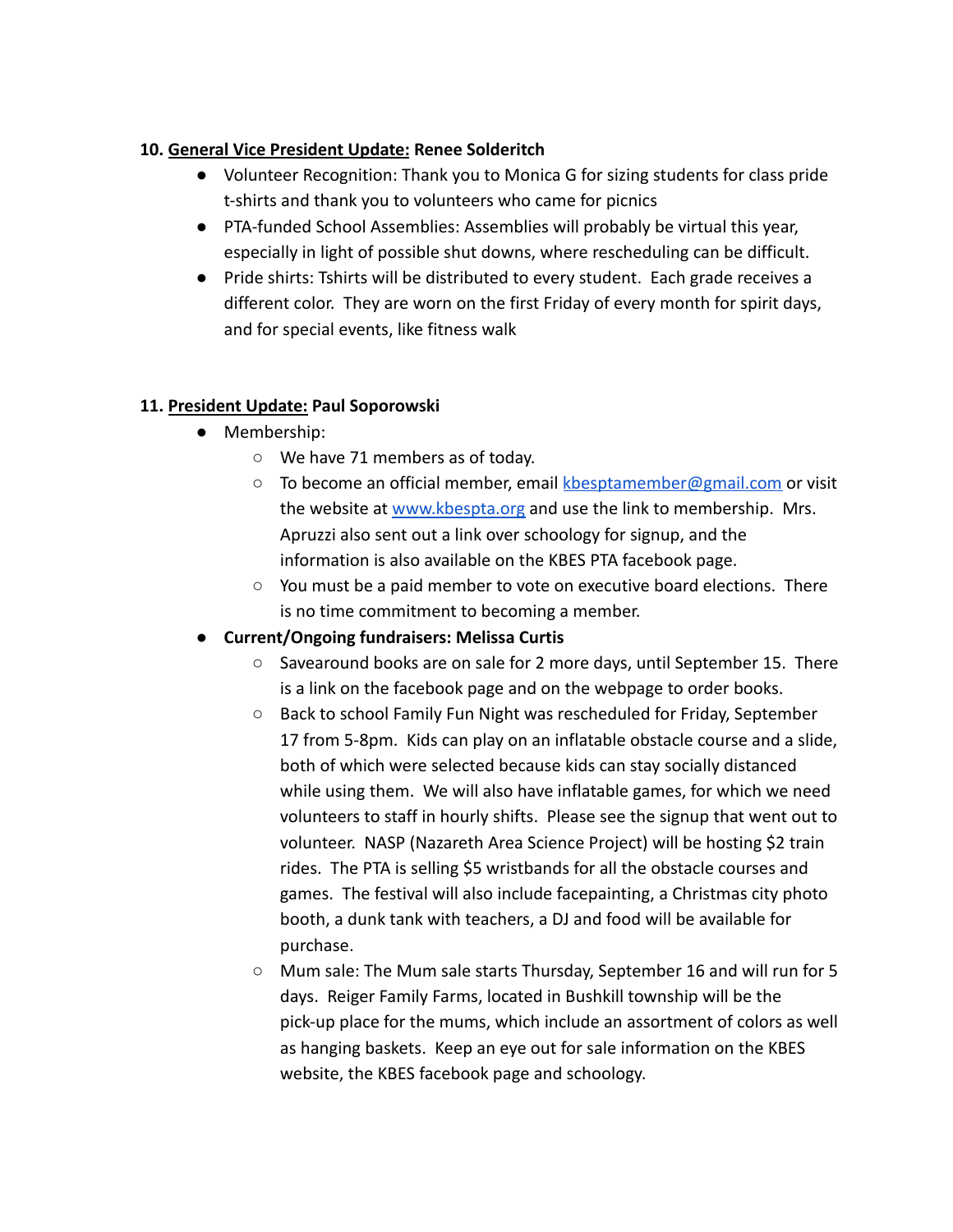**10. <u>General Vice President Update:</u> Renee Solderitch**

- Volunteer Recognition: Thank you to Monica G for sizing students for class pride t-shirts and thank you to volunteers who came for picnics
- PTA-funded School Assemblies: Assemblies will probably be virtual this year, especially in light of possible shut downs, where rescheduling can be difficult.
- Pride shirts: Tshirts will be distributed to every student. Each grade receives a different color. They are worn on the first Friday of every month for spirit days, and for special events, like fitness walk

**11. <u>President Update:</u> Paul Soporowski**

- Membership:
  - We have 71 members as of today.
  - To become an official member, email [kbesptamember@gmail.com](mailto:kbesptamember@gmail.com) or visit the website at [www.kbespta.org](http://www.kbespta.org) and use the link to membership. Mrs. Apruzzi also sent out a link over schoology for signup, and the information is also available on the KBES PTA facebook page.
  - You must be a paid member to vote on executive board elections. There is no time commitment to becoming a member.
- **Current/Ongoing fundraisers: Melissa Curtis**
  - Savearound books are on sale for 2 more days, until September 15. There is a link on the facebook page and on the webpage to order books.
  - Back to school Family Fun Night was rescheduled for Friday, September 17 from 5-8pm. Kids can play on an inflatable obstacle course and a slide, both of which were selected because kids can stay socially distanced while using them. We will also have inflatable games, for which we need volunteers to staff in hourly shifts. Please see the signup that went out to volunteer. NASP (Nazareth Area Science Project) will be hosting $2 train rides. The PTA is selling $5 wristbands for all the obstacle courses and games. The festival will also include facepainting, a Christmas city photo booth, a dunk tank with teachers, a DJ and food will be available for purchase.
  - Mum sale: The Mum sale starts Thursday, September 16 and will run for 5 days. Reiger Family Farms, located in Bushkill township will be the pick-up place for the mums, which include an assortment of colors as well as hanging baskets. Keep an eye out for sale information on the KBES website, the KBES facebook page and schoology.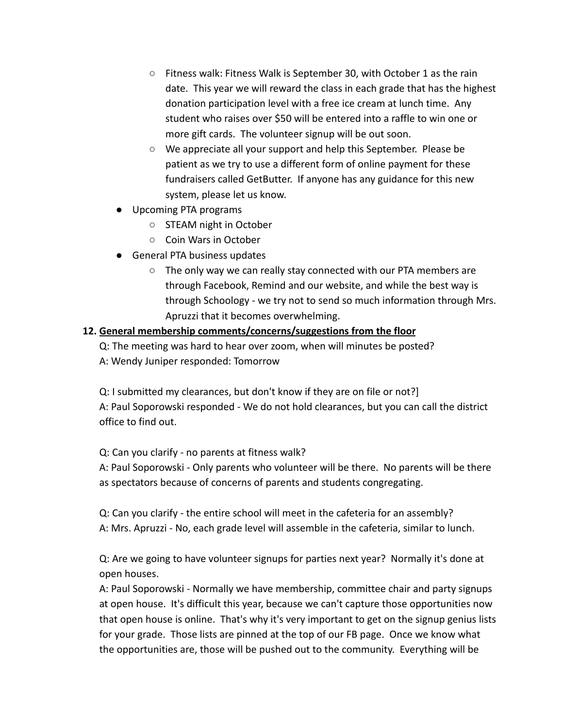- Fitness walk: Fitness Walk is September 30, with October 1 as the rain date. This year we will reward the class in each grade that has the highest donation participation level with a free ice cream at lunch time. Any student who raises over $50 will be entered into a raffle to win one or more gift cards. The volunteer signup will be out soon.
  - We appreciate all your support and help this September. Please be patient as we try to use a different form of online payment for these fundraisers called GetButter. If anyone has any guidance for this new system, please let us know.
- Upcoming PTA programs
  - STEAM night in October
  - Coin Wars in October
- General PTA business updates
  - The only way we can really stay connected with our PTA members are through Facebook, Remind and our website, and while the best way is through Schoology - we try not to send so much information through Mrs. Apruzzi that it becomes overwhelming.

**12. <u>General membership comments/concerns/suggestions from the floor</u>**

Q: The meeting was hard to hear over zoom, when will minutes be posted?
A: Wendy Juniper responded: Tomorrow

Q: I submitted my clearances, but don't know if they are on file or not?]
A: Paul Soporowski responded - We do not hold clearances, but you can call the district office to find out.

Q: Can you clarify - no parents at fitness walk?
A: Paul Soporowski - Only parents who volunteer will be there. No parents will be there as spectators because of concerns of parents and students congregating.

Q: Can you clarify - the entire school will meet in the cafeteria for an assembly?
A: Mrs. Apruzzi - No, each grade level will assemble in the cafeteria, similar to lunch.

Q: Are we going to have volunteer signups for parties next year? Normally it's done at open houses.
A: Paul Soporowski - Normally we have membership, committee chair and party signups at open house. It's difficult this year, because we can't capture those opportunities now that open house is online. That's why it's very important to get on the signup genius lists for your grade. Those lists are pinned at the top of our FB page. Once we know what the opportunities are, those will be pushed out to the community. Everything will be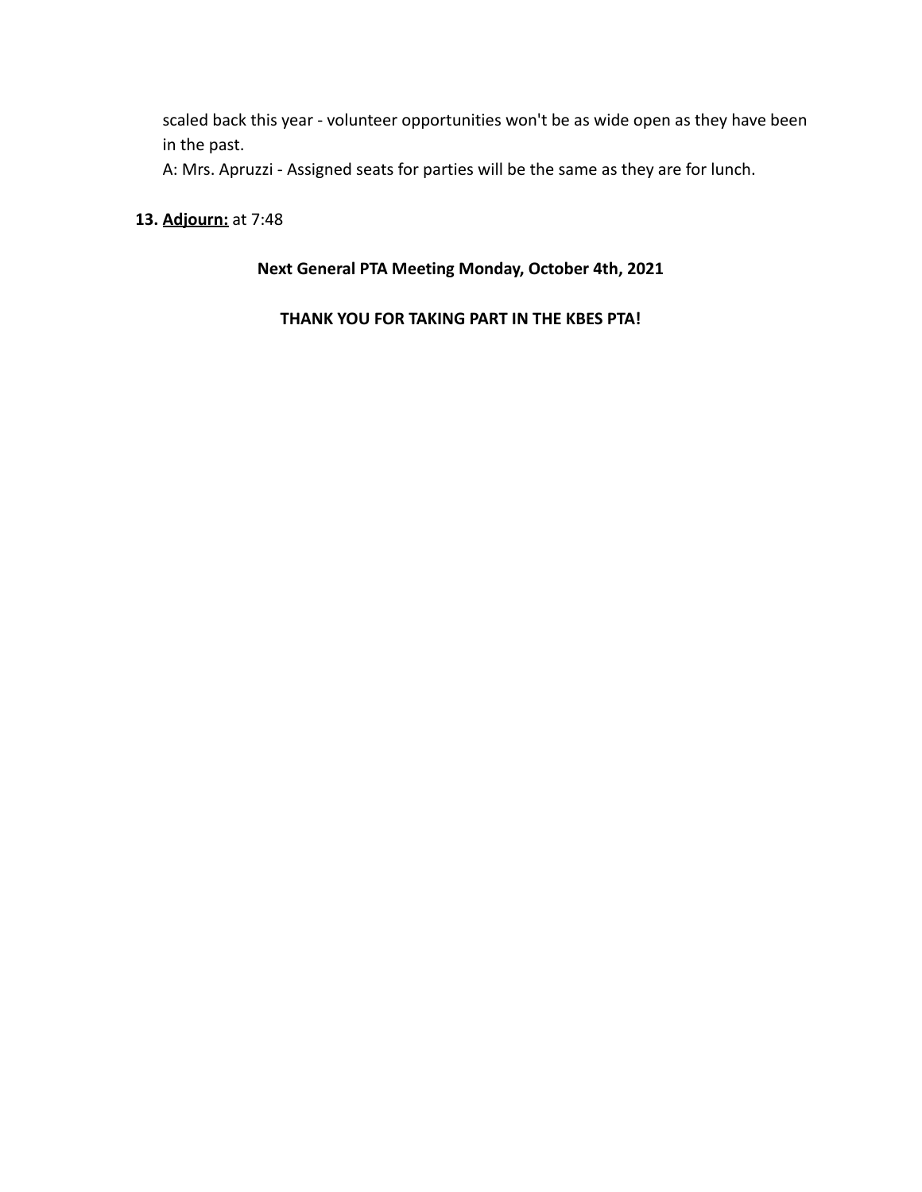scaled back this year - volunteer opportunities won't be as wide open as they have been in the past.
A: Mrs. Apruzzi - Assigned seats for parties will be the same as they are for lunch.

**13. <u>Adjourn:</u>** at 7:48

**Next General PTA Meeting Monday, October 4th, 2021**

**THANK YOU FOR TAKING PART IN THE KBES PTA!**